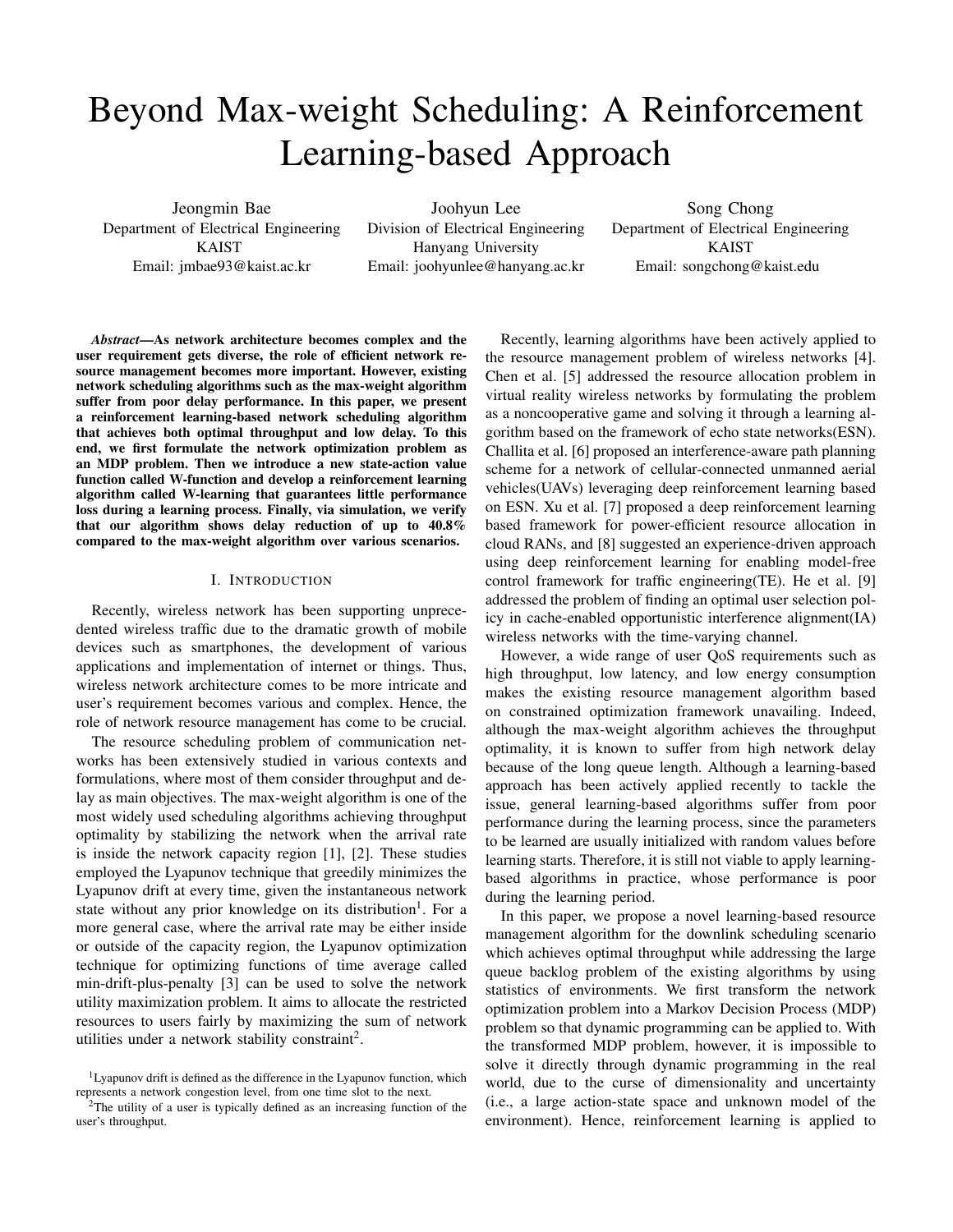# Beyond Max-weight Scheduling: A Reinforcement Learning-based Approach

Jeongmin Bae
Department of Electrical Engineering
KAIST
Email: jmbae93@kaist.ac.kr

Joohyun Lee
Division of Electrical Engineering
Hanyang University
Email: joohyunlee@hanyang.ac.kr

Song Chong
Department of Electrical Engineering
KAIST
Email: songchong@kaist.edu

***Abstract*—As network architecture becomes complex and the user requirement gets diverse, the role of efficient network resource management becomes more important. However, existing network scheduling algorithms such as the max-weight algorithm suffer from poor delay performance. In this paper, we present a reinforcement learning-based network scheduling algorithm that achieves both optimal throughput and low delay. To this end, we first formulate the network optimization problem as an MDP problem. Then we introduce a new state-action value function called W-function and develop a reinforcement learning algorithm called W-learning that guarantees little performance loss during a learning process. Finally, via simulation, we verify that our algorithm shows delay reduction of up to 40.8% compared to the max-weight algorithm over various scenarios.**

## I. Introduction

Recently, wireless network has been supporting unprecedented wireless traffic due to the dramatic growth of mobile devices such as smartphones, the development of various applications and implementation of internet or things. Thus, wireless network architecture comes to be more intricate and user's requirement becomes various and complex. Hence, the role of network resource management has come to be crucial.

The resource scheduling problem of communication networks has been extensively studied in various contexts and formulations, where most of them consider throughput and delay as main objectives. The max-weight algorithm is one of the most widely used scheduling algorithms achieving throughput optimality by stabilizing the network when the arrival rate is inside the network capacity region [1], [2]. These studies employed the Lyapunov technique that greedily minimizes the Lyapunov drift at every time, given the instantaneous network state without any prior knowledge on its distribution[1]. For a more general case, where the arrival rate may be either inside or outside of the capacity region, the Lyapunov optimization technique for optimizing functions of time average called min-drift-plus-penalty [3] can be used to solve the network utility maximization problem. It aims to allocate the restricted resources to users fairly by maximizing the sum of network utilities under a network stability constraint[2].

Recently, learning algorithms have been actively applied to the resource management problem of wireless networks [4]. Chen et al. [5] addressed the resource allocation problem in virtual reality wireless networks by formulating the problem as a noncooperative game and solving it through a learning algorithm based on the framework of echo state networks(ESN). Challita et al. [6] proposed an interference-aware path planning scheme for a network of cellular-connected unmanned aerial vehicles(UAVs) leveraging deep reinforcement learning based on ESN. Xu et al. [7] proposed a deep reinforcement learning based framework for power-efficient resource allocation in cloud RANs, and [8] suggested an experience-driven approach using deep reinforcement learning for enabling model-free control framework for traffic engineering(TE). He et al. [9] addressed the problem of finding an optimal user selection policy in cache-enabled opportunistic interference alignment(IA) wireless networks with the time-varying channel.

However, a wide range of user QoS requirements such as high throughput, low latency, and low energy consumption makes the existing resource management algorithm based on constrained optimization framework unavailing. Indeed, although the max-weight algorithm achieves the throughput optimality, it is known to suffer from high network delay because of the long queue length. Although a learning-based approach has been actively applied recently to tackle the issue, general learning-based algorithms suffer from poor performance during the learning process, since the parameters to be learned are usually initialized with random values before learning starts. Therefore, it is still not viable to apply learning-based algorithms in practice, whose performance is poor during the learning period.

In this paper, we propose a novel learning-based resource management algorithm for the downlink scheduling scenario which achieves optimal throughput while addressing the large queue backlog problem of the existing algorithms by using statistics of environments. We first transform the network optimization problem into a Markov Decision Process (MDP) problem so that dynamic programming can be applied to. With the transformed MDP problem, however, it is impossible to solve it directly through dynamic programming in the real world, due to the curse of dimensionality and uncertainty (i.e., a large action-state space and unknown model of the environment). Hence, reinforcement learning is applied to

[1] Lyapunov drift is defined as the difference in the Lyapunov function, which represents a network congestion level, from one time slot to the next.

[2] The utility of a user is typically defined as an increasing function of the user's throughput.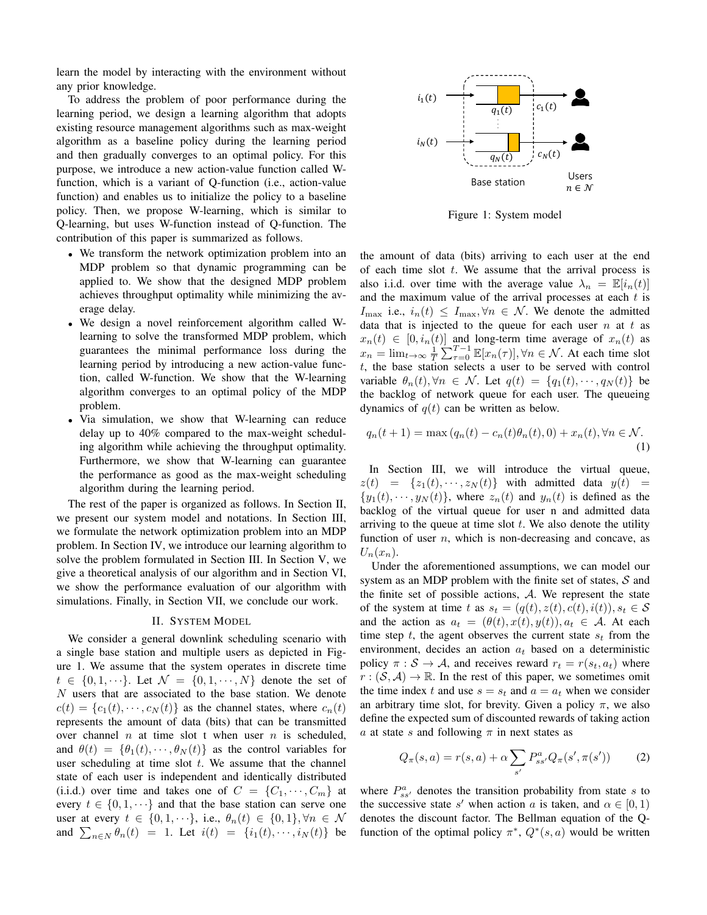learn the model by interacting with the environment without any prior knowledge.

To address the problem of poor performance during the learning period, we design a learning algorithm that adopts existing resource management algorithms such as max-weight algorithm as a baseline policy during the learning period and then gradually converges to an optimal policy. For this purpose, we introduce a new action-value function called W-function, which is a variant of Q-function (i.e., action-value function) and enables us to initialize the policy to a baseline policy. Then, we propose W-learning, which is similar to Q-learning, but uses W-function instead of Q-function. The contribution of this paper is summarized as follows.

- We transform the network optimization problem into an MDP problem so that dynamic programming can be applied to. We show that the designed MDP problem achieves throughput optimality while minimizing the average delay.
- We design a novel reinforcement algorithm called W-learning to solve the transformed MDP problem, which guarantees the minimal performance loss during the learning period by introducing a new action-value function, called W-function. We show that the W-learning algorithm converges to an optimal policy of the MDP problem.
- Via simulation, we show that W-learning can reduce delay up to 40% compared to the max-weight scheduling algorithm while achieving the throughput optimality. Furthermore, we show that W-learning can guarantee the performance as good as the max-weight scheduling algorithm during the learning period.

The rest of the paper is organized as follows. In Section II, we present our system model and notations. In Section III, we formulate the network optimization problem into an MDP problem. In Section IV, we introduce our learning algorithm to solve the problem formulated in Section III. In Section V, we give a theoretical analysis of our algorithm and in Section VI, we show the performance evaluation of our algorithm with simulations. Finally, in Section VII, we conclude our work.

## II. System Model

We consider a general downlink scheduling scenario with a single base station and multiple users as depicted in Figure 1. We assume that the system operates in discrete time $t \in \{0, 1, \cdots\}$. Let $\mathcal{N} = \{0, 1, \cdots, N\}$ denote the set of $N$ users that are associated to the base station. We denote $c(t) = \{c_1(t), \cdots, c_N(t)\}$ as the channel states, where $c_n(t)$ represents the amount of data (bits) that can be transmitted over channel $n$ at time slot t when user $n$ is scheduled, and $\theta(t) = \{\theta_1(t), \cdots, \theta_N(t)\}$ as the control variables for user scheduling at time slot $t$. We assume that the channel state of each user is independent and identically distributed (i.i.d.) over time and takes one of $C = \{C_1, \cdots, C_m\}$ at every $t \in \{0, 1, \cdots\}$ and that the base station can serve one user at every $t \in \{0, 1, \cdots\}$, i.e., $\theta_n(t) \in \{0, 1\}, \forall n \in \mathcal{N}$ and $\sum_{n \in N} \theta_n(t) = 1$. Let $i(t) = \{i_1(t), \cdots, i_N(t)\}$ be the amount of data (bits) arriving to each user at the end of each time slot $t$. We assume that the arrival process is also i.i.d. over time with the average value $\lambda_n = \mathbb{E}[i_n(t)]$ and the maximum value of the arrival processes at each $t$ is $I_{\max}$ i.e., $i_n(t) \leq I_{\max}, \forall n \in \mathcal{N}$. We denote the admitted data that is injected to the queue for each user $n$ at $t$ as $x_n(t) \in [0, i_n(t)]$ and long-term time average of $x_n(t)$ as $x_n = \lim_{t \to \infty} \frac{1}{T} \sum_{\tau=0}^{T-1} \mathbb{E}[x_n(\tau)], \forall n \in \mathcal{N}$. At each time slot $t$, the base station selects a user to be served with control variable $\theta_n(t), \forall n \in \mathcal{N}$. Let $q(t) = \{q_1(t), \cdots, q_N(t)\}$ be the backlog of network queue for each user. The queueing dynamics of $q(t)$ can be written as below.

$$q_n(t+1) = \max\left(q_n(t) - c_n(t)\theta_n(t), 0\right) + x_n(t), \forall n \in \mathcal{N}. \tag{1}$$

In Section III, we will introduce the virtual queue, $z(t) = \{z_1(t), \cdots, z_N(t)\}$ with admitted data $y(t) = \{y_1(t), \cdots, y_N(t)\}$, where $z_n(t)$ and $y_n(t)$ is defined as the backlog of the virtual queue for user n and admitted data arriving to the queue at time slot $t$. We also denote the utility function of user $n$, which is non-decreasing and concave, as $U_n(x_n)$.

Under the aforementioned assumptions, we can model our system as an MDP problem with the finite set of states, $\mathcal{S}$ and the finite set of possible actions, $\mathcal{A}$. We represent the state of the system at time $t$ as $s_t = (q(t), z(t), c(t), i(t)), s_t \in \mathcal{S}$ and the action as $a_t = (\theta(t), x(t), y(t)), a_t \in \mathcal{A}$. At each time step $t$, the agent observes the current state $s_t$ from the environment, decides an action $a_t$ based on a deterministic policy $\pi : \mathcal{S} \to \mathcal{A}$, and receives reward $r_t = r(s_t, a_t)$ where $r : (\mathcal{S}, \mathcal{A}) \to \mathbb{R}$. In the rest of this paper, we sometimes omit the time index $t$ and use $s = s_t$ and $a = a_t$ when we consider an arbitrary time slot, for brevity. Given a policy $\pi$, we also define the expected sum of discounted rewards of taking action $a$ at state $s$ and following $\pi$ in next states as

$$Q_\pi(s, a) = r(s, a) + \alpha \sum_{s'} P_{ss'}^{a} Q_\pi(s', \pi(s')) \tag{2}$$

where $P_{ss'}^{a}$ denotes the transition probability from state $s$ to the successive state $s'$ when action $a$ is taken, and $\alpha \in [0, 1)$ denotes the discount factor. The Bellman equation of the Q-function of the optimal policy $\pi^*$, $Q^*(s, a)$ would be written

$i_1(t)$
$q_1(t)$
$c_1(t)$
$i_N(t)$
$q_N(t)$
$c_N(t)$
Base station
Users
$n \in \mathcal{N}$

Figure 1: System model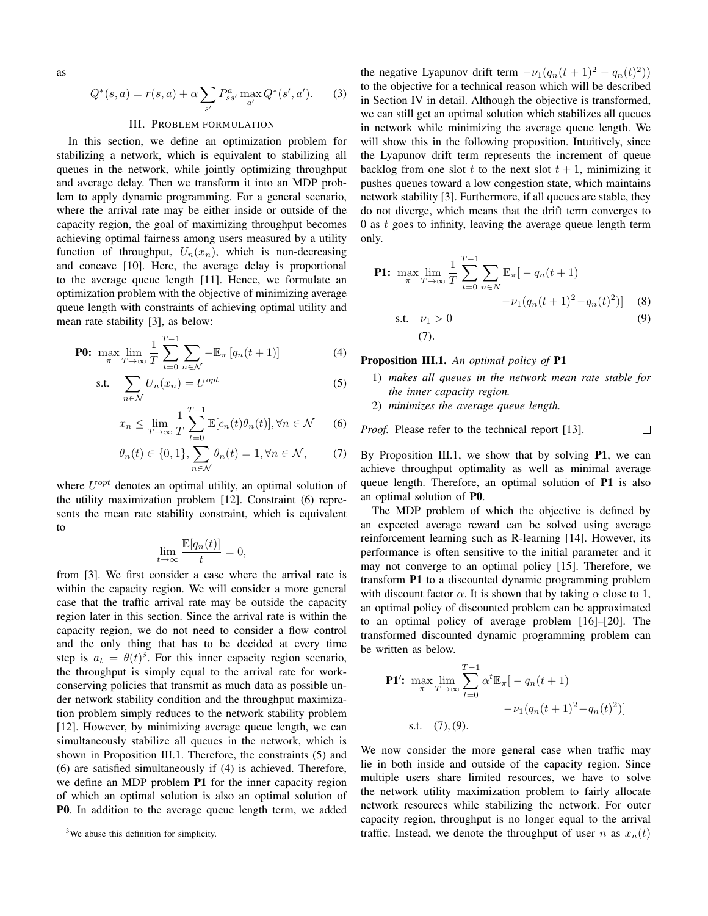as

$$Q^*(s,a) = r(s,a) + \alpha \sum_{s'} P^a_{ss'} \max_{a'} Q^*(s', a'). \quad (3)$$

## III. Problem formulation

In this section, we define an optimization problem for stabilizing a network, which is equivalent to stabilizing all queues in the network, while jointly optimizing throughput and average delay. Then we transform it into an MDP problem to apply dynamic programming. For a general scenario, where the arrival rate may be either inside or outside of the capacity region, the goal of maximizing throughput becomes achieving optimal fairness among users measured by a utility function of throughput, $U_n(x_n)$, which is non-decreasing and concave [10]. Here, the average delay is proportional to the average queue length [11]. Hence, we formulate an optimization problem with the objective of minimizing average queue length with constraints of achieving optimal utility and mean rate stability [3], as below:

$$\textbf{P0:} \max_{\pi} \lim_{T\to\infty} \frac{1}{T} \sum_{t=0}^{T-1} \sum_{n\in\mathcal{N}} -\mathbb{E}_\pi\left[q_n(t+1)\right] \quad (4)$$

$$\text{s.t.} \quad \sum_{n\in\mathcal{N}} U_n(x_n) = U^{opt} \quad (5)$$

$$x_n \leq \lim_{T\to\infty} \frac{1}{T} \sum_{t=0}^{T-1} \mathbb{E}[c_n(t)\theta_n(t)], \forall n \in \mathcal{N} \quad (6)$$

$$\theta_n(t) \in \{0,1\}, \sum_{n\in\mathcal{N}} \theta_n(t) = 1, \forall n \in \mathcal{N}, \quad (7)$$

where $U^{opt}$ denotes an optimal utility, an optimal solution of the utility maximization problem [12]. Constraint (6) represents the mean rate stability constraint, which is equivalent to

$$\lim_{t\to\infty} \frac{\mathbb{E}[q_n(t)]}{t} = 0,$$

from [3]. We first consider a case where the arrival rate is within the capacity region. We will consider a more general case that the traffic arrival rate may be outside the capacity region later in this section. Since the arrival rate is within the capacity region, we do not need to consider a flow control and the only thing that has to be decided at every time step is $a_t = \theta(t)$[3]. For this inner capacity region scenario, the throughput is simply equal to the arrival rate for work-conserving policies that transmit as much data as possible under network stability condition and the throughput maximization problem simply reduces to the network stability problem [12]. However, by minimizing average queue length, we can simultaneously stabilize all queues in the network, which is shown in Proposition III.1. Therefore, the constraints (5) and (6) are satisfied simultaneously if (4) is achieved. Therefore, we define an MDP problem **P1** for the inner capacity region of which an optimal solution is also an optimal solution of **P0**. In addition to the average queue length term, we added the negative Lyapunov drift term $-\nu_1(q_n(t+1)^2 - q_n(t)^2))$ to the objective for a technical reason which will be described in Section IV in detail. Although the objective is transformed, we can still get an optimal solution which stabilizes all queues in network while minimizing the average queue length. We will show this in the following proposition. Intuitively, since the Lyapunov drift term represents the increment of queue backlog from one slot $t$ to the next slot $t+1$, minimizing it pushes queues toward a low congestion state, which maintains network stability [3]. Furthermore, if all queues are stable, they do not diverge, which means that the drift term converges to 0 as $t$ goes to infinity, leaving the average queue length term only.

$$\textbf{P1:} \max_{\pi} \lim_{T\to\infty} \frac{1}{T} \sum_{t=0}^{T-1} \sum_{n\in N} \mathbb{E}_\pi[-q_n(t+1) - \nu_1(q_n(t+1)^2 - q_n(t)^2)] \quad (8)$$

$$\text{s.t.} \quad \nu_1 > 0 \quad (9)$$

$$(7).$$

**Proposition III.1.** *An optimal policy of* **P1**

1) *makes all queues in the network mean rate stable for the inner capacity region.*
2) *minimizes the average queue length.*

*Proof.* Please refer to the technical report [13]. □

By Proposition III.1, we show that by solving **P1**, we can achieve throughput optimality as well as minimal average queue length. Therefore, an optimal solution of **P1** is also an optimal solution of **P0**.

The MDP problem of which the objective is defined by an expected average reward can be solved using average reinforcement learning such as R-learning [14]. However, its performance is often sensitive to the initial parameter and it may not converge to an optimal policy [15]. Therefore, we transform **P1** to a discounted dynamic programming problem with discount factor $\alpha$. It is shown that by taking $\alpha$ close to 1, an optimal policy of discounted problem can be approximated to an optimal policy of average problem [16]–[20]. The transformed discounted dynamic programming problem can be written as below.

$$\textbf{P1}'\textbf{:} \max_{\pi} \lim_{T\to\infty} \sum_{t=0}^{T-1} \alpha^t \mathbb{E}_\pi[-q_n(t+1) - \nu_1(q_n(t+1)^2 - q_n(t)^2)]$$

$$\text{s.t.} \quad (7), (9).$$

We now consider the more general case when traffic may lie in both inside and outside of the capacity region. Since multiple users share limited resources, we have to solve the network utility maximization problem to fairly allocate network resources while stabilizing the network. For outer capacity region, throughput is no longer equal to the arrival traffic. Instead, we denote the throughput of user $n$ as $x_n(t)$

[3]We abuse this definition for simplicity.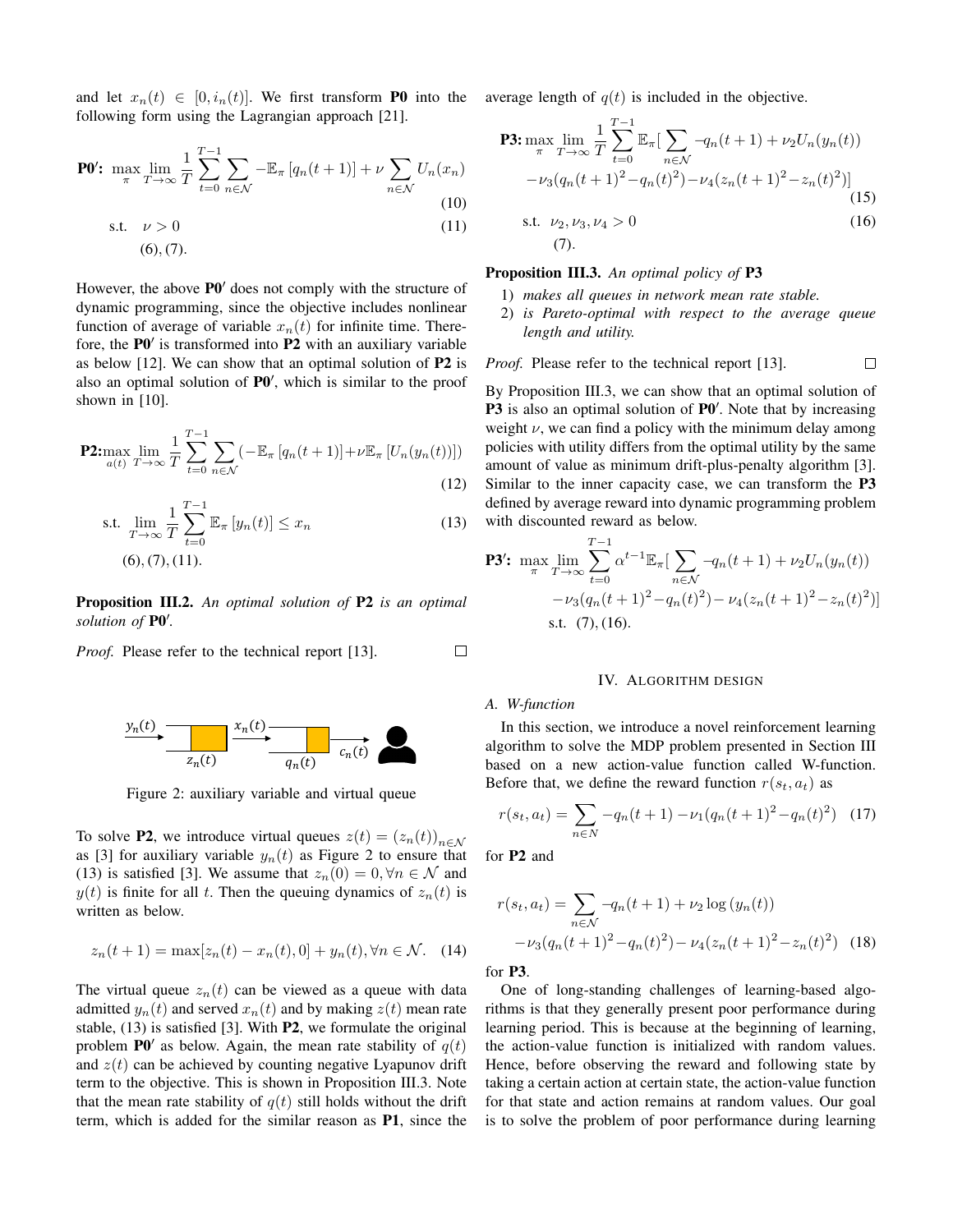and let $x_n(t) \in [0, i_n(t)]$. We first transform **P0** into the following form using the Lagrangian approach [21].

$$\textbf{P0}'\text{:} \max_{\pi} \lim_{T\to\infty} \frac{1}{T} \sum_{t=0}^{T-1} \sum_{n\in\mathcal{N}} -\mathbb{E}_\pi [q_n(t+1)] + \nu \sum_{n\in\mathcal{N}} U_n(x_n) \tag{10}$$

$$\text{s.t.} \quad \nu > 0 \tag{11}$$

$$(6), (7).$$

However, the above **P0**′ does not comply with the structure of dynamic programming, since the objective includes nonlinear function of average of variable $x_n(t)$ for infinite time. Therefore, the **P0**′ is transformed into **P2** with an auxiliary variable as below [12]. We can show that an optimal solution of **P2** is also an optimal solution of **P0**′, which is similar to the proof shown in [10].

$$\textbf{P2}\text{:} \max_{a(t)} \lim_{T\to\infty} \frac{1}{T} \sum_{t=0}^{T-1} \sum_{n\in\mathcal{N}} (-\mathbb{E}_\pi [q_n(t+1)] + \nu \mathbb{E}_\pi [U_n(y_n(t))]) \tag{12}$$

$$\text{s.t.} \lim_{T\to\infty} \frac{1}{T} \sum_{t=0}^{T-1} \mathbb{E}_\pi [y_n(t)] \le x_n \tag{13}$$

$$(6), (7), (11).$$

**Proposition III.2.** *An optimal solution of* **P2** *is an optimal solution of* **P0**′*.*

*Proof.* Please refer to the technical report [13]. □

$y_n(t)$ $x_n(t)$ $z_n(t)$ $q_n(t)$ $c_n(t)$

Figure 2: auxiliary variable and virtual queue

To solve **P2**, we introduce virtual queues $z(t) = (z_n(t))_{n\in\mathcal{N}}$ as [3] for auxiliary variable $y_n(t)$ as Figure 2 to ensure that (13) is satisfied [3]. We assume that $z_n(0) = 0, \forall n \in \mathcal{N}$ and $y(t)$ is finite for all $t$. Then the queuing dynamics of $z_n(t)$ is written as below.

$$z_n(t+1) = \max[z_n(t) - x_n(t), 0] + y_n(t), \forall n \in \mathcal{N}. \tag{14}$$

The virtual queue $z_n(t)$ can be viewed as a queue with data admitted $y_n(t)$ and served $x_n(t)$ and by making $z(t)$ mean rate stable, (13) is satisfied [3]. With **P2**, we formulate the original problem **P0**′ as below. Again, the mean rate stability of $q(t)$ and $z(t)$ can be achieved by counting negative Lyapunov drift term to the objective. This is shown in Proposition III.3. Note that the mean rate stability of $q(t)$ still holds without the drift term, which is added for the similar reason as **P1**, since the average length of $q(t)$ is included in the objective.

$$\begin{aligned}\textbf{P3}\text{:} \max_{\pi} \lim_{T\to\infty} \frac{1}{T} \sum_{t=0}^{T-1} \mathbb{E}_\pi [ \sum_{n\in\mathcal{N}} -q_n(t+1) + \nu_2 U_n(y_n(t)) \\ -\nu_3 (q_n(t+1)^2 - q_n(t)^2) - \nu_4 (z_n(t+1)^2 - z_n(t)^2)]\end{aligned} \tag{15}$$

$$\text{s.t.} \quad \nu_2, \nu_3, \nu_4 > 0 \tag{16}$$

$$(7).$$

**Proposition III.3.** *An optimal policy of* **P3**

1) *makes all queues in network mean rate stable.*
2) *is Pareto-optimal with respect to the average queue length and utility.*

*Proof.* Please refer to the technical report [13]. □

By Proposition III.3, we can show that an optimal solution of **P3** is also an optimal solution of **P0**′. Note that by increasing weight $\nu$, we can find a policy with the minimum delay among policies with utility differs from the optimal utility by the same amount of value as minimum drift-plus-penalty algorithm [3]. Similar to the inner capacity case, we can transform the **P3** defined by average reward into dynamic programming problem with discounted reward as below.

$$\begin{aligned}\textbf{P3}'\text{:} \max_{\pi} \lim_{T\to\infty} \sum_{t=0}^{T-1} \alpha^{t-1} \mathbb{E}_\pi [ \sum_{n\in\mathcal{N}} -q_n(t+1) + \nu_2 U_n(y_n(t)) \\ -\nu_3 (q_n(t+1)^2 - q_n(t)^2) - \nu_4 (z_n(t+1)^2 - z_n(t)^2)] \\ \text{s.t.} \quad (7), (16).\end{aligned}$$

## IV. Algorithm design

### A. W-function

In this section, we introduce a novel reinforcement learning algorithm to solve the MDP problem presented in Section III based on a new action-value function called W-function. Before that, we define the reward function $r(s_t, a_t)$ as

$$r(s_t, a_t) = \sum_{n\in N} -q_n(t+1) - \nu_1 (q_n(t+1)^2 - q_n(t)^2) \tag{17}$$

for **P2** and

$$\begin{aligned}r(s_t, a_t) = \sum_{n\in\mathcal{N}} -q_n(t+1) + \nu_2 \log (y_n(t)) \\ -\nu_3 (q_n(t+1)^2 - q_n(t)^2) - \nu_4 (z_n(t+1)^2 - z_n(t)^2)\end{aligned} \tag{18}$$

for **P3**.

One of long-standing challenges of learning-based algorithms is that they generally present poor performance during learning period. This is because at the beginning of learning, the action-value function is initialized with random values. Hence, before observing the reward and following state by taking a certain action at certain state, the action-value function for that state and action remains at random values. Our goal is to solve the problem of poor performance during learning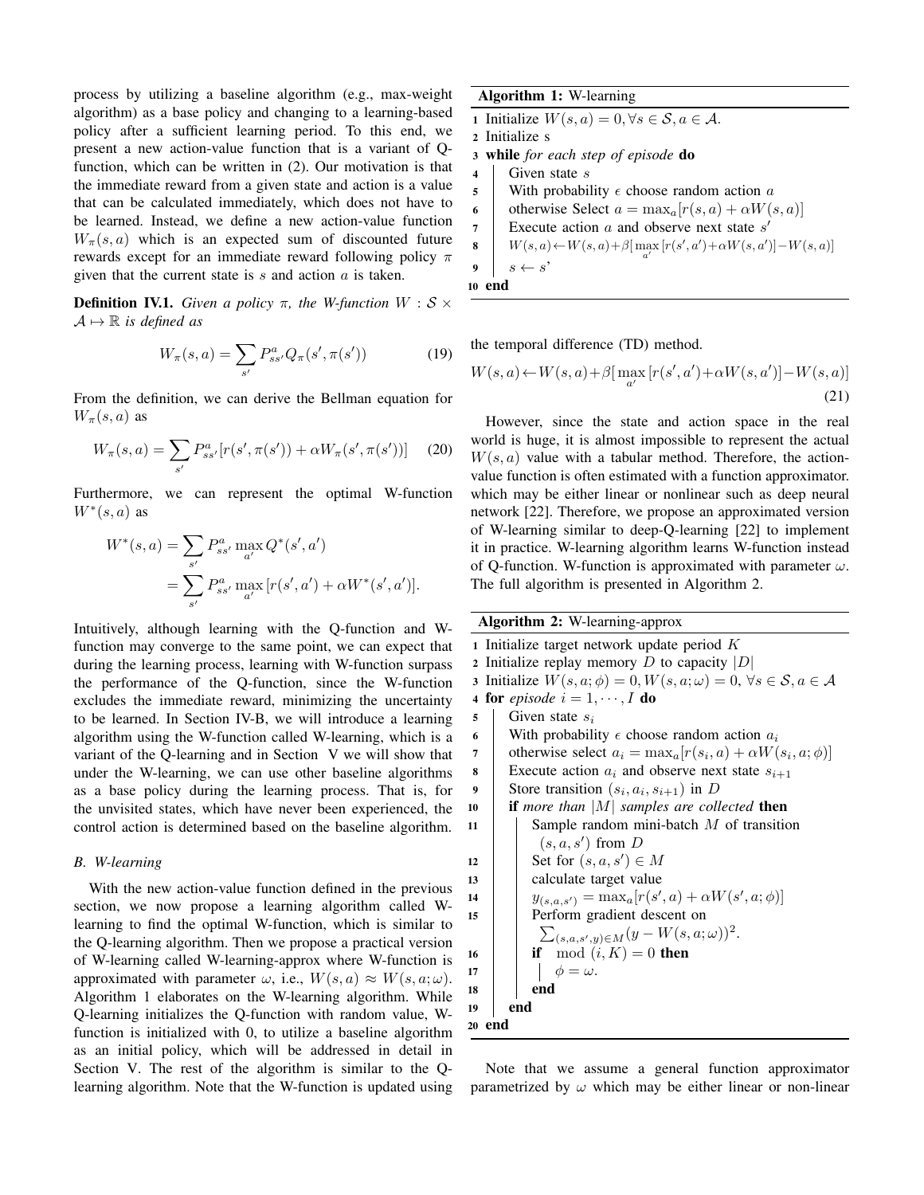process by utilizing a baseline algorithm (e.g., max-weight algorithm) as a base policy and changing to a learning-based policy after a sufficient learning period. To this end, we present a new action-value function that is a variant of Q-function, which can be written in (2). Our motivation is that the immediate reward from a given state and action is a value that can be calculated immediately, which does not have to be learned. Instead, we define a new action-value function $W_\pi(s, a)$ which is an expected sum of discounted future rewards except for an immediate reward following policy $\pi$ given that the current state is $s$ and action $a$ is taken.

**Definition IV.1.** *Given a policy $\pi$, the W-function $W : \mathcal{S} \times \mathcal{A} \mapsto \mathbb{R}$ is defined as*

$$W_\pi(s, a) = \sum_{s'} P^a_{ss'} Q_\pi(s', \pi(s')) \tag{19}$$

From the definition, we can derive the Bellman equation for $W_\pi(s, a)$ as

$$W_\pi(s, a) = \sum_{s'} P^a_{ss'} [r(s', \pi(s')) + \alpha W_\pi(s', \pi(s'))] \tag{20}$$

Furthermore, we can represent the optimal W-function $W^*(s, a)$ as

$$\begin{aligned} W^*(s, a) &= \sum_{s'} P^a_{ss'} \max_{a'} Q^*(s', a') \\ &= \sum_{s'} P^a_{ss'} \max_{a'} [r(s', a') + \alpha W^*(s', a')]. \end{aligned}$$

Intuitively, although learning with the Q-function and W-function may converge to the same point, we can expect that during the learning process, learning with W-function surpass the performance of the Q-function, since the W-function excludes the immediate reward, minimizing the uncertainty to be learned. In Section IV-B, we will introduce a learning algorithm using the W-function called W-learning, which is a variant of the Q-learning and in Section V we will show that under the W-learning, we can use other baseline algorithms as a base policy during the learning process. That is, for the unvisited states, which have never been experienced, the control action is determined based on the baseline algorithm.

### *B. W-learning*

With the new action-value function defined in the previous section, we now propose a learning algorithm called W-learning to find the optimal W-function, which is similar to the Q-learning algorithm. Then we propose a practical version of W-learning called W-learning-approx where W-function is approximated with parameter $\omega$, i.e., $W(s, a) \approx W(s, a; \omega)$. Algorithm 1 elaborates on the W-learning algorithm. While Q-learning initializes the Q-function with random value, W-function is initialized with 0, to utilize a baseline algorithm as an initial policy, which will be addressed in detail in Section V. The rest of the algorithm is similar to the Q-learning algorithm. Note that the W-function is updated using the temporal difference (TD) method.

$$W(s, a) \leftarrow W(s, a) + \beta [\max_{a'} [r(s', a') + \alpha W(s', a')] - W(s, a)] \tag{21}$$

However, since the state and action space in the real world is huge, it is almost impossible to represent the actual $W(s, a)$ value with a tabular method. Therefore, the action-value function is often estimated with a function approximator. which may be either linear or nonlinear such as deep neural network [22]. Therefore, we propose an approximated version of W-learning similar to deep-Q-learning [22] to implement it in practice. W-learning algorithm learns W-function instead of Q-function. W-function is approximated with parameter $\omega$. The full algorithm is presented in Algorithm 2.

**Algorithm 1:** W-learning

```
1  Initialize W(s,a) = 0, ∀s ∈ S, a ∈ A.
2  Initialize s
3  while for each step of episode do
4      Given state s
5      With probability ε choose random action a
6      otherwise Select a = max_a[r(s,a) + αW(s,a)]
7      Execute action a and observe next state s'
8      W(s,a) ← W(s,a) + β[max_{a'}[r(s',a') + αW(s',a')] − W(s,a)]
9      s ← s'
10 end
```

**Algorithm 2:** W-learning-approx

```
1  Initialize target network update period K
2  Initialize replay memory D to capacity |D|
3  Initialize W(s,a;φ) = 0, W(s,a;ω) = 0, ∀s ∈ S, a ∈ A
4  for episode i = 1, ..., I do
5      Given state s_i
6      With probability ε choose random action a_i
7      otherwise select a_i = max_a[r(s_i,a) + αW(s_i,a;φ)]
8      Execute action a_i and observe next state s_{i+1}
9      Store transition (s_i, a_i, s_{i+1}) in D
10     if more than |M| samples are collected then
11         Sample random mini-batch M of transition
           (s,a,s') from D
12         Set for (s,a,s') ∈ M
13         calculate target value
14         y_(s,a,s') = max_a[r(s',a) + αW(s',a;φ)]
15         Perform gradient descent on
           Σ_{(s,a,s',y)∈M} (y − W(s,a;ω))^2.
16         if mod (i,K) = 0 then
17             φ = ω.
18         end
19     end
20 end
```

Note that we assume a general function approximator parametrized by $\omega$ which may be either linear or non-linear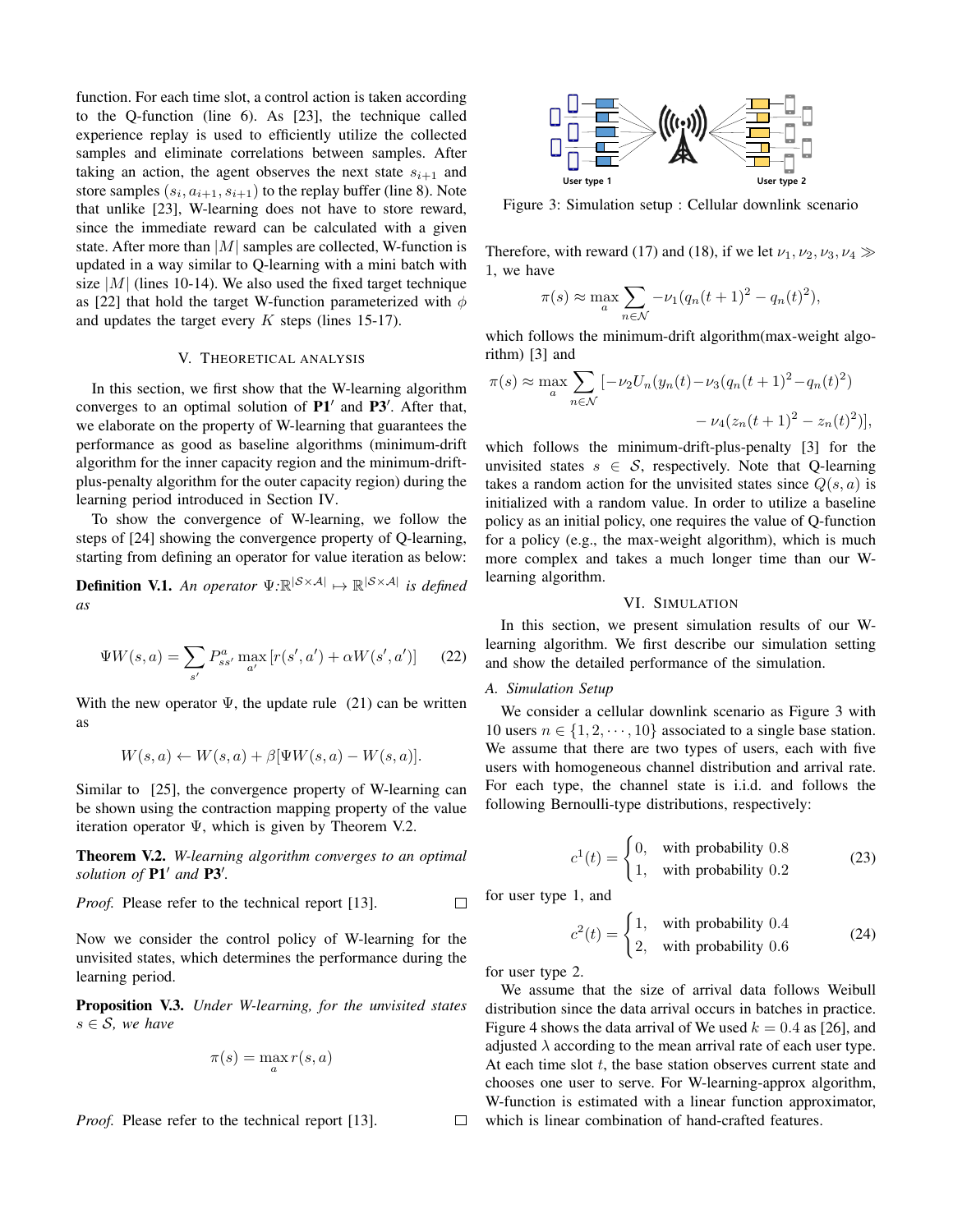function. For each time slot, a control action is taken according to the Q-function (line 6). As [23], the technique called experience replay is used to efficiently utilize the collected samples and eliminate correlations between samples. After taking an action, the agent observes the next state $s_{i+1}$ and store samples $(s_i, a_{i+1}, s_{i+1})$ to the replay buffer (line 8). Note that unlike [23], W-learning does not have to store reward, since the immediate reward can be calculated with a given state. After more than $|M|$ samples are collected, W-function is updated in a way similar to Q-learning with a mini batch with size $|M|$ (lines 10-14). We also used the fixed target technique as [22] that hold the target W-function parameterized with $\phi$ and updates the target every $K$ steps (lines 15-17).

## V. Theoretical Analysis

In this section, we first show that the W-learning algorithm converges to an optimal solution of $\mathbf{P1'}$ and $\mathbf{P3'}$. After that, we elaborate on the property of W-learning that guarantees the performance as good as baseline algorithms (minimum-drift algorithm for the inner capacity region and the minimum-drift-plus-penalty algorithm for the outer capacity region) during the learning period introduced in Section IV.

To show the convergence of W-learning, we follow the steps of [24] showing the convergence property of Q-learning, starting from defining an operator for value iteration as below:

**Definition V.1.** *An operator* $\Psi$:$\mathbb{R}^{|\mathcal{S}\times\mathcal{A}|} \mapsto \mathbb{R}^{|\mathcal{S}\times\mathcal{A}|}$ *is defined as*

$$\Psi W(s,a) = \sum_{s'} P^a_{ss'} \max_{a'} [r(s',a') + \alpha W(s',a')] \tag{22}$$

With the new operator $\Psi$, the update rule (21) can be written as

$$W(s,a) \leftarrow W(s,a) + \beta[\Psi W(s,a) - W(s,a)].$$

Similar to [25], the convergence property of W-learning can be shown using the contraction mapping property of the value iteration operator $\Psi$, which is given by Theorem V.2.

**Theorem V.2.** *W-learning algorithm converges to an optimal solution of* $\mathbf{P1'}$ *and* $\mathbf{P3'}$*.*

*Proof.* Please refer to the technical report [13]. □

Now we consider the control policy of W-learning for the unvisited states, which determines the performance during the learning period.

**Proposition V.3.** *Under W-learning, for the unvisited states* $s \in \mathcal{S}$*, we have*

$$\pi(s) = \max_a r(s,a)$$

*Proof.* Please refer to the technical report [13]. □

User type 1

User type 2

Figure 3: Simulation setup : Cellular downlink scenario

Therefore, with reward (17) and (18), if we let $\nu_1, \nu_2, \nu_3, \nu_4 \gg 1$, we have

$$\pi(s) \approx \max_a \sum_{n\in\mathcal{N}} -\nu_1 (q_n(t+1)^2 - q_n(t)^2),$$

which follows the minimum-drift algorithm(max-weight algorithm) [3] and

$$\pi(s) \approx \max_a \sum_{n\in\mathcal{N}} [-\nu_2 U_n(y_n(t) - \nu_3(q_n(t+1)^2 - q_n(t)^2) - \nu_4(z_n(t+1)^2 - z_n(t)^2)],$$

which follows the minimum-drift-plus-penalty [3] for the unvisited states $s \in \mathcal{S}$, respectively. Note that Q-learning takes a random action for the unvisited states since $Q(s,a)$ is initialized with a random value. In order to utilize a baseline policy as an initial policy, one requires the value of Q-function for a policy (e.g., the max-weight algorithm), which is much more complex and takes a much longer time than our W-learning algorithm.

## VI. Simulation

In this section, we present simulation results of our W-learning algorithm. We first describe our simulation setting and show the detailed performance of the simulation.

### A. Simulation Setup

We consider a cellular downlink scenario as Figure 3 with 10 users $n \in \{1, 2, \cdots, 10\}$ associated to a single base station. We assume that there are two types of users, each with five users with homogeneous channel distribution and arrival rate. For each type, the channel state is i.i.d. and follows the following Bernoulli-type distributions, respectively:

$$c^1(t) = \begin{cases} 0, & \text{with probability } 0.8 \\ 1, & \text{with probability } 0.2 \end{cases} \tag{23}$$

for user type 1, and

$$c^2(t) = \begin{cases} 1, & \text{with probability } 0.4 \\ 2, & \text{with probability } 0.6 \end{cases} \tag{24}$$

for user type 2.

We assume that the size of arrival data follows Weibull distribution since the data arrival occurs in batches in practice. Figure 4 shows the data arrival of We used $k = 0.4$ as [26], and adjusted $\lambda$ according to the mean arrival rate of each user type. At each time slot $t$, the base station observes current state and chooses one user to serve. For W-learning-approx algorithm, W-function is estimated with a linear function approximator, which is linear combination of hand-crafted features.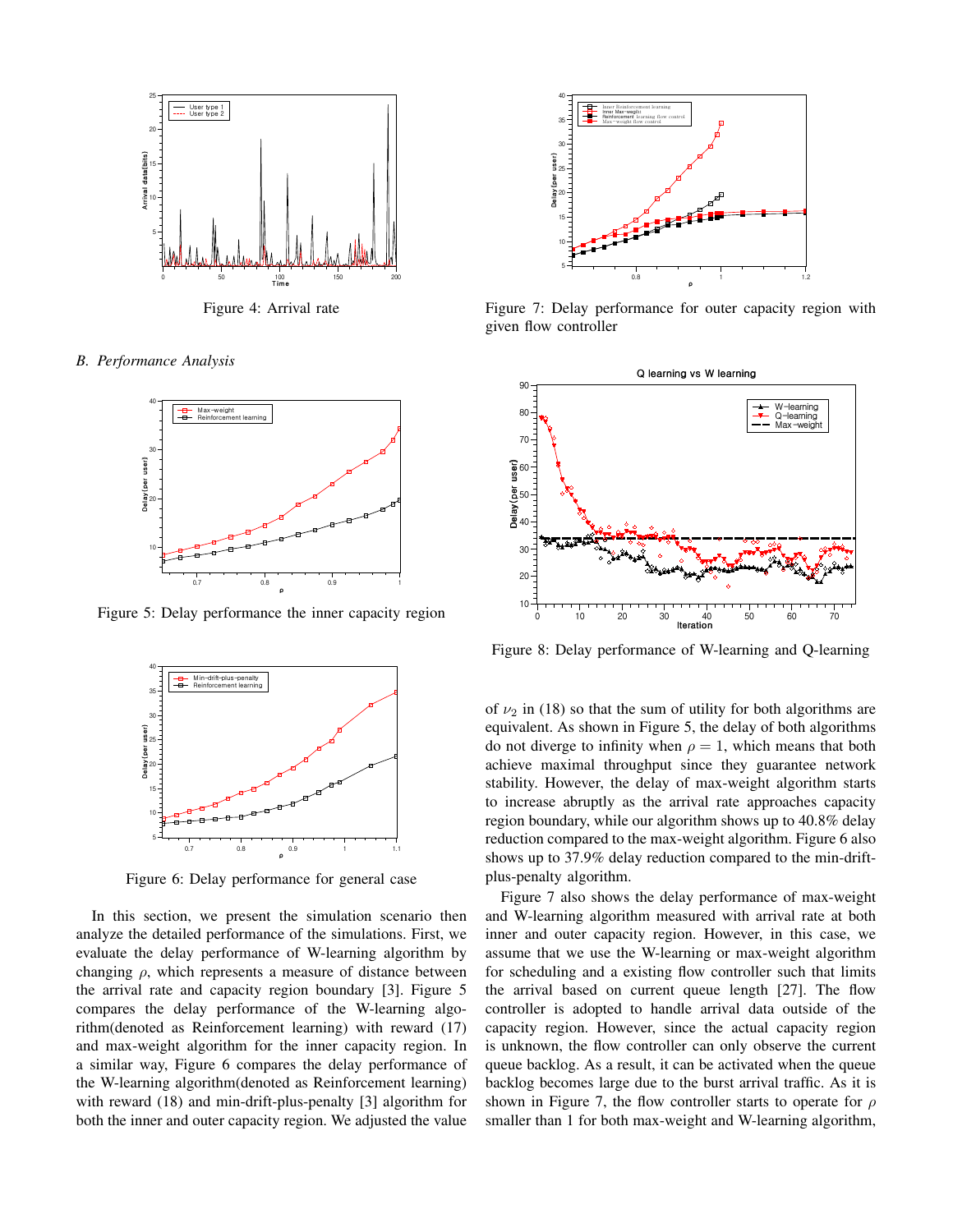25
20
15
10
5
Arrival data(bits)
0 50 100 150 200
Time
User type 1
User type 2

Figure 4: Arrival rate

### B. Performance Analysis

40
30
20
10
Delay(per user)
0.7 0.8 0.9 1
ρ
Max-weight
Reinforcement learning

Figure 5: Delay performance the inner capacity region

40
35
30
25
20
15
10
5
Delay(per user)
0.7 0.8 0.9 1 1.1
ρ
Min-drift-plus-penalty
Reinforcement learning

Figure 6: Delay performance for general case

In this section, we present the simulation scenario then analyze the detailed performance of the simulations. First, we evaluate the delay performance of W-learning algorithm by changing $\rho$, which represents a measure of distance between the arrival rate and capacity region boundary [3]. Figure 5 compares the delay performance of the W-learning algorithm(denoted as Reinforcement learning) with reward (17) and max-weight algorithm for the inner capacity region. In a similar way, Figure 6 compares the delay performance of the W-learning algorithm(denoted as Reinforcement learning) with reward (18) and min-drift-plus-penalty [3] algorithm for both the inner and outer capacity region. We adjusted the value

40
35
30
25
20
15
10
5
Delay(per user)
0.8 1 1.2
ρ
Inner Reinforcement learning
Inner Max-weight
Reinforcement learning flow control
Max-weight flow control

Figure 7: Delay performance for outer capacity region with given flow controller

Q learning vs W learning
90
80
70
60
50
40
30
20
10
Delay(per user)
0 10 20 30 40 50 60 70
Iteration
W-learning
Q-learning
Max-weight

Figure 8: Delay performance of W-learning and Q-learning

of $\nu_2$ in (18) so that the sum of utility for both algorithms are equivalent. As shown in Figure 5, the delay of both algorithms do not diverge to infinity when $\rho = 1$, which means that both achieve maximal throughput since they guarantee network stability. However, the delay of max-weight algorithm starts to increase abruptly as the arrival rate approaches capacity region boundary, while our algorithm shows up to 40.8% delay reduction compared to the max-weight algorithm. Figure 6 also shows up to 37.9% delay reduction compared to the min-drift-plus-penalty algorithm.

Figure 7 also shows the delay performance of max-weight and W-learning algorithm measured with arrival rate at both inner and outer capacity region. However, in this case, we assume that we use the W-learning or max-weight algorithm for scheduling and a existing flow controller such that limits the arrival based on current queue length [27]. The flow controller is adopted to handle arrival data outside of the capacity region. However, since the actual capacity region is unknown, the flow controller can only observe the current queue backlog. As a result, it can be activated when the queue backlog becomes large due to the burst arrival traffic. As it is shown in Figure 7, the flow controller starts to operate for $\rho$ smaller than 1 for both max-weight and W-learning algorithm,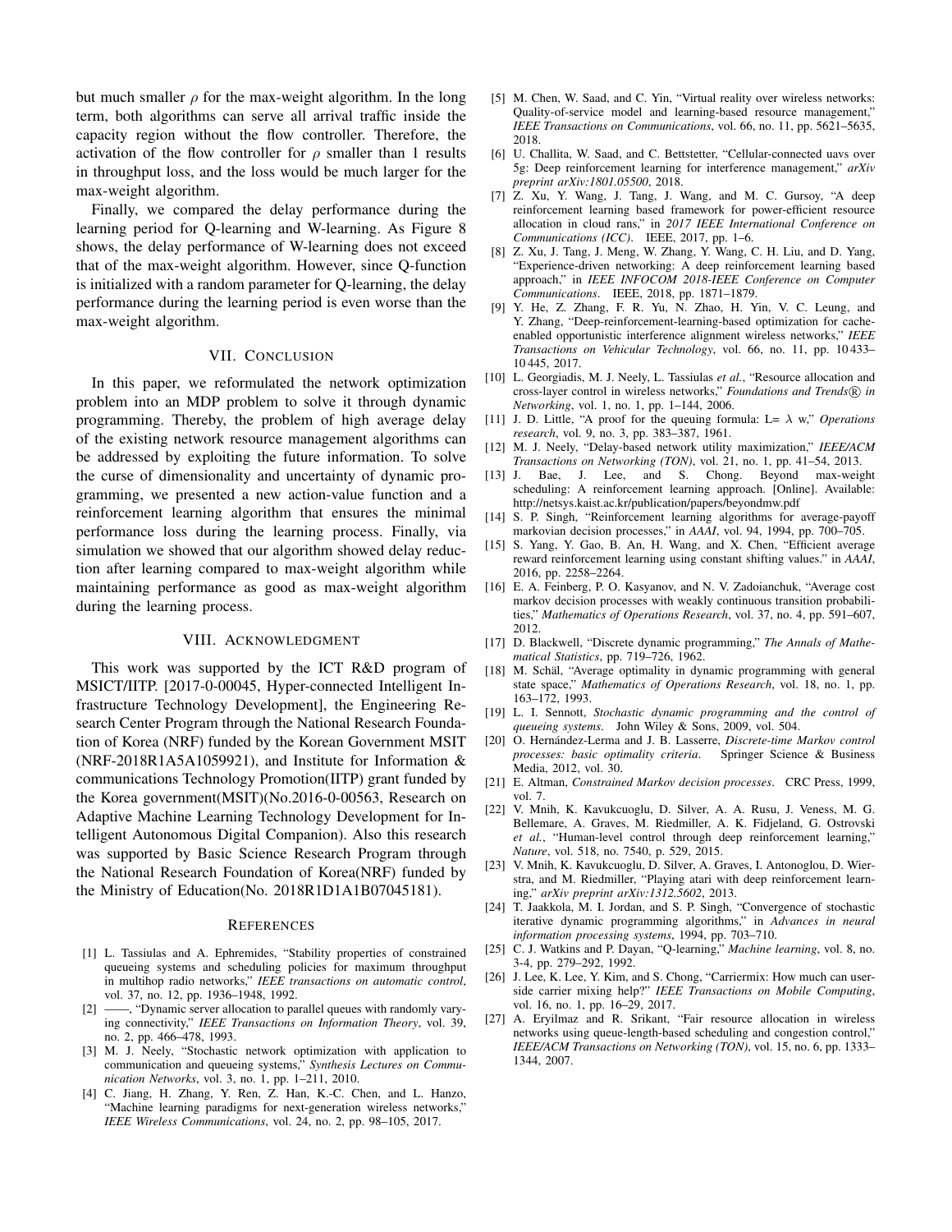but much smaller $\rho$ for the max-weight algorithm. In the long term, both algorithms can serve all arrival traffic inside the capacity region without the flow controller. Therefore, the activation of the flow controller for $\rho$ smaller than 1 results in throughput loss, and the loss would be much larger for the max-weight algorithm.

Finally, we compared the delay performance during the learning period for Q-learning and W-learning. As Figure 8 shows, the delay performance of W-learning does not exceed that of the max-weight algorithm. However, since Q-function is initialized with a random parameter for Q-learning, the delay performance during the learning period is even worse than the max-weight algorithm.

## VII. Conclusion

In this paper, we reformulated the network optimization problem into an MDP problem to solve it through dynamic programming. Thereby, the problem of high average delay of the existing network resource management algorithms can be addressed by exploiting the future information. To solve the curse of dimensionality and uncertainty of dynamic programming, we presented a new action-value function and a reinforcement learning algorithm that ensures the minimal performance loss during the learning process. Finally, via simulation we showed that our algorithm showed delay reduction after learning compared to max-weight algorithm while maintaining performance as good as max-weight algorithm during the learning process.

## VIII. Acknowledgment

This work was supported by the ICT R&D program of MSICT/IITP. [2017-0-00045, Hyper-connected Intelligent Infrastructure Technology Development], the Engineering Research Center Program through the National Research Foundation of Korea (NRF) funded by the Korean Government MSIT (NRF-2018R1A5A1059921), and Institute for Information & communications Technology Promotion(IITP) grant funded by the Korea government(MSIT)(No.2016-0-00563, Research on Adaptive Machine Learning Technology Development for Intelligent Autonomous Digital Companion). Also this research was supported by Basic Science Research Program through the National Research Foundation of Korea(NRF) funded by the Ministry of Education(No. 2018R1D1A1B07045181).

## References

[1] L. Tassiulas and A. Ephremides, "Stability properties of constrained queueing systems and scheduling policies for maximum throughput in multihop radio networks," *IEEE transactions on automatic control*, vol. 37, no. 12, pp. 1936–1948, 1992.

[2] ——, "Dynamic server allocation to parallel queues with randomly varying connectivity," *IEEE Transactions on Information Theory*, vol. 39, no. 2, pp. 466–478, 1993.

[3] M. J. Neely, "Stochastic network optimization with application to communication and queueing systems," *Synthesis Lectures on Communication Networks*, vol. 3, no. 1, pp. 1–211, 2010.

[4] C. Jiang, H. Zhang, Y. Ren, Z. Han, K.-C. Chen, and L. Hanzo, "Machine learning paradigms for next-generation wireless networks," *IEEE Wireless Communications*, vol. 24, no. 2, pp. 98–105, 2017.

[5] M. Chen, W. Saad, and C. Yin, "Virtual reality over wireless networks: Quality-of-service model and learning-based resource management," *IEEE Transactions on Communications*, vol. 66, no. 11, pp. 5621–5635, 2018.

[6] U. Challita, W. Saad, and C. Bettstetter, "Cellular-connected uavs over 5g: Deep reinforcement learning for interference management," *arXiv preprint arXiv:1801.05500*, 2018.

[7] Z. Xu, Y. Wang, J. Tang, J. Wang, and M. C. Gursoy, "A deep reinforcement learning based framework for power-efficient resource allocation in cloud rans," in *2017 IEEE International Conference on Communications (ICC)*. IEEE, 2017, pp. 1–6.

[8] Z. Xu, J. Tang, J. Meng, W. Zhang, Y. Wang, C. H. Liu, and D. Yang, "Experience-driven networking: A deep reinforcement learning based approach," in *IEEE INFOCOM 2018-IEEE Conference on Computer Communications*. IEEE, 2018, pp. 1871–1879.

[9] Y. He, Z. Zhang, F. R. Yu, N. Zhao, H. Yin, V. C. Leung, and Y. Zhang, "Deep-reinforcement-learning-based optimization for cache-enabled opportunistic interference alignment wireless networks," *IEEE Transactions on Vehicular Technology*, vol. 66, no. 11, pp. 10 433–10 445, 2017.

[10] L. Georgiadis, M. J. Neely, L. Tassiulas *et al.*, "Resource allocation and cross-layer control in wireless networks," *Foundations and Trends® in Networking*, vol. 1, no. 1, pp. 1–144, 2006.

[11] J. D. Little, "A proof for the queuing formula: L= $\lambda$ w," *Operations research*, vol. 9, no. 3, pp. 383–387, 1961.

[12] M. J. Neely, "Delay-based network utility maximization," *IEEE/ACM Transactions on Networking (TON)*, vol. 21, no. 1, pp. 41–54, 2013.

[13] J. Bae, J. Lee, and S. Chong. Beyond max-weight scheduling: A reinforcement learning approach. [Online]. Available: http://netsys.kaist.ac.kr/publication/papers/beyondmw.pdf

[14] S. P. Singh, "Reinforcement learning algorithms for average-payoff markovian decision processes," in *AAAI*, vol. 94, 1994, pp. 700–705.

[15] S. Yang, Y. Gao, B. An, H. Wang, and X. Chen, "Efficient average reward reinforcement learning using constant shifting values." in *AAAI*, 2016, pp. 2258–2264.

[16] E. A. Feinberg, P. O. Kasyanov, and N. V. Zadoianchuk, "Average cost markov decision processes with weakly continuous transition probabilities," *Mathematics of Operations Research*, vol. 37, no. 4, pp. 591–607, 2012.

[17] D. Blackwell, "Discrete dynamic programming," *The Annals of Mathematical Statistics*, pp. 719–726, 1962.

[18] M. Schäl, "Average optimality in dynamic programming with general state space," *Mathematics of Operations Research*, vol. 18, no. 1, pp. 163–172, 1993.

[19] L. I. Sennott, *Stochastic dynamic programming and the control of queueing systems*. John Wiley & Sons, 2009, vol. 504.

[20] O. Hernández-Lerma and J. B. Lasserre, *Discrete-time Markov control processes: basic optimality criteria*. Springer Science & Business Media, 2012, vol. 30.

[21] E. Altman, *Constrained Markov decision processes*. CRC Press, 1999, vol. 7.

[22] V. Mnih, K. Kavukcuoglu, D. Silver, A. A. Rusu, J. Veness, M. G. Bellemare, A. Graves, M. Riedmiller, A. K. Fidjeland, G. Ostrovski *et al.*, "Human-level control through deep reinforcement learning," *Nature*, vol. 518, no. 7540, p. 529, 2015.

[23] V. Mnih, K. Kavukcuoglu, D. Silver, A. Graves, I. Antonoglou, D. Wierstra, and M. Riedmiller, "Playing atari with deep reinforcement learning," *arXiv preprint arXiv:1312.5602*, 2013.

[24] T. Jaakkola, M. I. Jordan, and S. P. Singh, "Convergence of stochastic iterative dynamic programming algorithms," in *Advances in neural information processing systems*, 1994, pp. 703–710.

[25] C. J. Watkins and P. Dayan, "Q-learning," *Machine learning*, vol. 8, no. 3-4, pp. 279–292, 1992.

[26] J. Lee, K. Lee, Y. Kim, and S. Chong, "Carriermix: How much can user-side carrier mixing help?" *IEEE Transactions on Mobile Computing*, vol. 16, no. 1, pp. 16–29, 2017.

[27] A. Eryilmaz and R. Srikant, "Fair resource allocation in wireless networks using queue-length-based scheduling and congestion control," *IEEE/ACM Transactions on Networking (TON)*, vol. 15, no. 6, pp. 1333–1344, 2007.